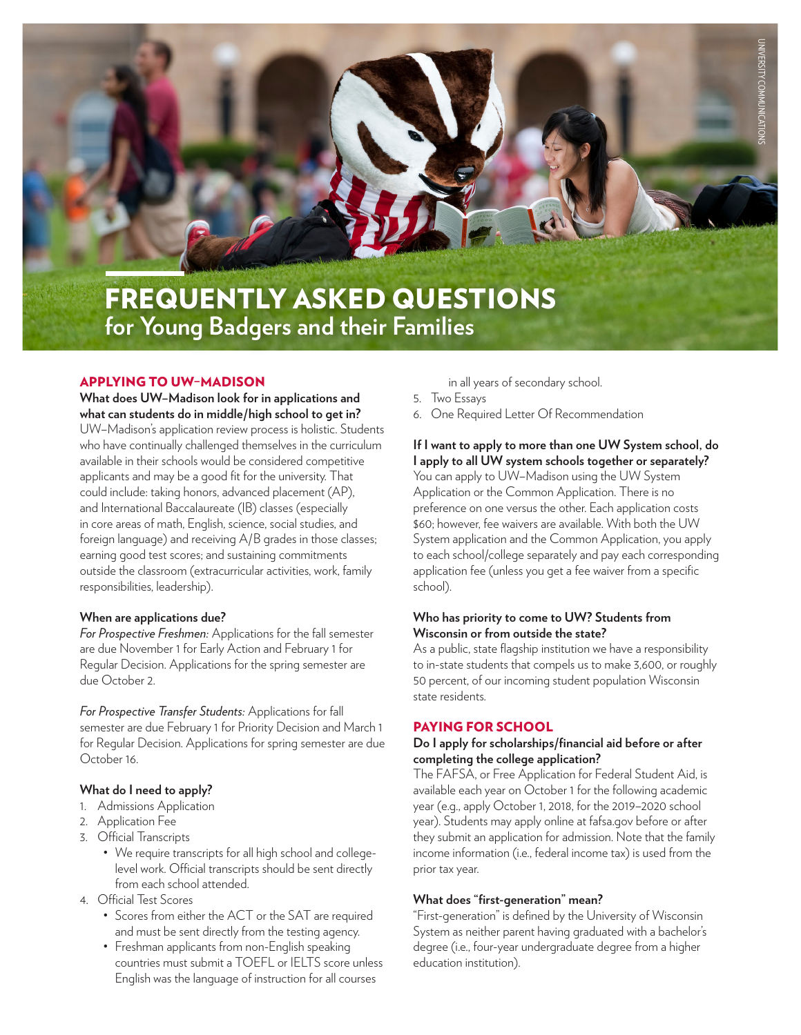# FREQUENTLY ASKED QUESTIONS
## for Young Badgers and their Families

### APPLYING TO UW–MADISON

**What does UW–Madison look for in applications and what can students do in middle/high school to get in?**

UW–Madison's application review process is holistic. Students who have continually challenged themselves in the curriculum available in their schools would be considered competitive applicants and may be a good fit for the university. That could include: taking honors, advanced placement (AP), and International Baccalaureate (IB) classes (especially in core areas of math, English, science, social studies, and foreign language) and receiving A/B grades in those classes; earning good test scores; and sustaining commitments outside the classroom (extracurricular activities, work, family responsibilities, leadership).

**When are applications due?**

*For Prospective Freshmen:* Applications for the fall semester are due November 1 for Early Action and February 1 for Regular Decision. Applications for the spring semester are due October 2.

*For Prospective Transfer Students:* Applications for fall semester are due February 1 for Priority Decision and March 1 for Regular Decision. Applications for spring semester are due October 16.

**What do I need to apply?**

1. Admissions Application
2. Application Fee
3. Official Transcripts
   - We require transcripts for all high school and college-level work. Official transcripts should be sent directly from each school attended.
4. Official Test Scores
   - Scores from either the ACT or the SAT are required and must be sent directly from the testing agency.
   - Freshman applicants from non-English speaking countries must submit a TOEFL or IELTS score unless English was the language of instruction for all courses in all years of secondary school.
5. Two Essays
6. One Required Letter Of Recommendation

**If I want to apply to more than one UW System school, do I apply to all UW system schools together or separately?**

You can apply to UW–Madison using the UW System Application or the Common Application. There is no preference on one versus the other. Each application costs $60; however, fee waivers are available. With both the UW System application and the Common Application, you apply to each school/college separately and pay each corresponding application fee (unless you get a fee waiver from a specific school).

**Who has priority to come to UW? Students from Wisconsin or from outside the state?**

As a public, state flagship institution we have a responsibility to in-state students that compels us to make 3,600, or roughly 50 percent, of our incoming student population Wisconsin state residents.

### PAYING FOR SCHOOL

**Do I apply for scholarships/financial aid before or after completing the college application?**

The FAFSA, or Free Application for Federal Student Aid, is available each year on October 1 for the following academic year (e.g., apply October 1, 2018, for the 2019–2020 school year). Students may apply online at fafsa.gov before or after they submit an application for admission. Note that the family income information (i.e., federal income tax) is used from the prior tax year.

**What does "first-generation" mean?**

"First-generation" is defined by the University of Wisconsin System as neither parent having graduated with a bachelor's degree (i.e., four-year undergraduate degree from a higher education institution).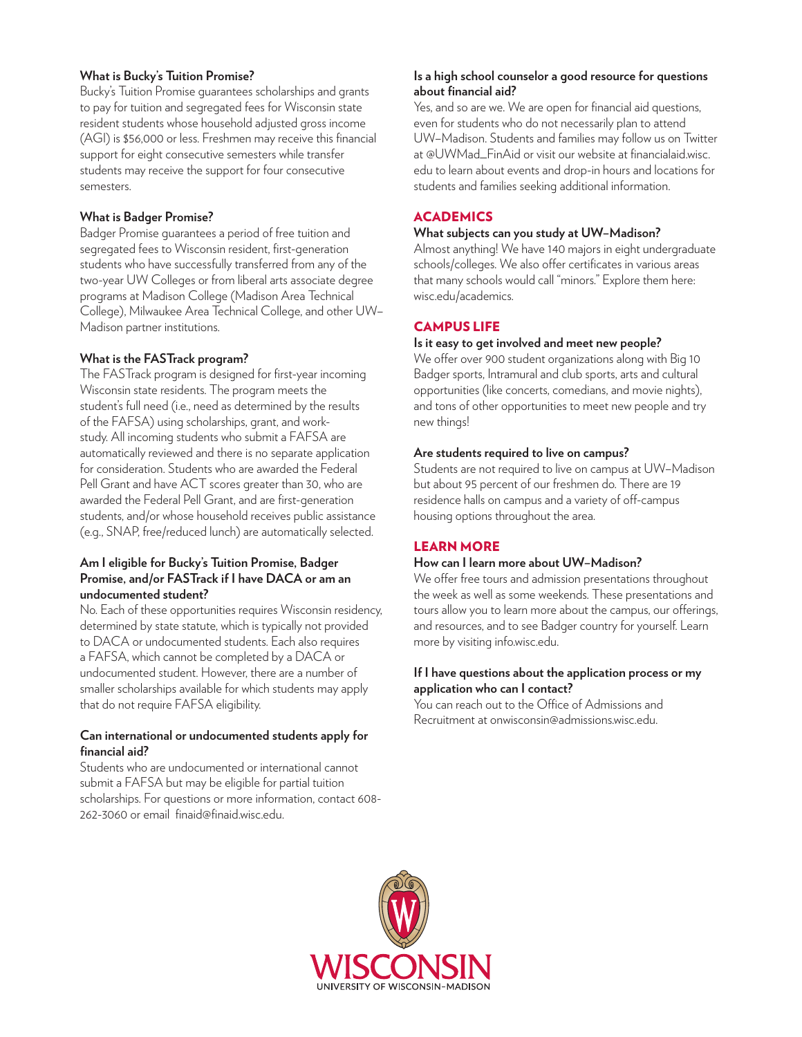### What is Bucky's Tuition Promise?

Bucky's Tuition Promise guarantees scholarships and grants to pay for tuition and segregated fees for Wisconsin state resident students whose household adjusted gross income (AGI) is $56,000 or less. Freshmen may receive this financial support for eight consecutive semesters while transfer students may receive the support for four consecutive semesters.

### What is Badger Promise?

Badger Promise guarantees a period of free tuition and segregated fees to Wisconsin resident, first-generation students who have successfully transferred from any of the two-year UW Colleges or from liberal arts associate degree programs at Madison College (Madison Area Technical College), Milwaukee Area Technical College, and other UW–Madison partner institutions.

### What is the FASTrack program?

The FASTrack program is designed for first-year incoming Wisconsin state residents. The program meets the student's full need (i.e., need as determined by the results of the FAFSA) using scholarships, grant, and work-study. All incoming students who submit a FAFSA are automatically reviewed and there is no separate application for consideration. Students who are awarded the Federal Pell Grant and have ACT scores greater than 30, who are awarded the Federal Pell Grant, and are first-generation students, and/or whose household receives public assistance (e.g., SNAP, free/reduced lunch) are automatically selected.

### Am I eligible for Bucky's Tuition Promise, Badger Promise, and/or FASTrack if I have DACA or am an undocumented student?

No. Each of these opportunities requires Wisconsin residency, determined by state statute, which is typically not provided to DACA or undocumented students. Each also requires a FAFSA, which cannot be completed by a DACA or undocumented student. However, there are a number of smaller scholarships available for which students may apply that do not require FAFSA eligibility.

### Can international or undocumented students apply for financial aid?

Students who are undocumented or international cannot submit a FAFSA but may be eligible for partial tuition scholarships. For questions or more information, contact 608-262-3060 or email finaid@finaid.wisc.edu.

### Is a high school counselor a good resource for questions about financial aid?

Yes, and so are we. We are open for financial aid questions, even for students who do not necessarily plan to attend UW–Madison. Students and families may follow us on Twitter at @UWMad_FinAid or visit our website at financialaid.wisc.edu to learn about events and drop-in hours and locations for students and families seeking additional information.

## ACADEMICS

### What subjects can you study at UW–Madison?

Almost anything! We have 140 majors in eight undergraduate schools/colleges. We also offer certificates in various areas that many schools would call "minors." Explore them here: wisc.edu/academics.

## CAMPUS LIFE

### Is it easy to get involved and meet new people?

We offer over 900 student organizations along with Big 10 Badger sports, Intramural and club sports, arts and cultural opportunities (like concerts, comedians, and movie nights), and tons of other opportunities to meet new people and try new things!

### Are students required to live on campus?

Students are not required to live on campus at UW–Madison but about 95 percent of our freshmen do. There are 19 residence halls on campus and a variety of off-campus housing options throughout the area.

## LEARN MORE

### How can I learn more about UW–Madison?

We offer free tours and admission presentations throughout the week as well as some weekends. These presentations and tours allow you to learn more about the campus, our offerings, and resources, and to see Badger country for yourself. Learn more by visiting info.wisc.edu.

### If I have questions about the application process or my application who can I contact?

You can reach out to the Office of Admissions and Recruitment at onwisconsin@admissions.wisc.edu.

WISCONSIN
UNIVERSITY OF WISCONSIN–MADISON